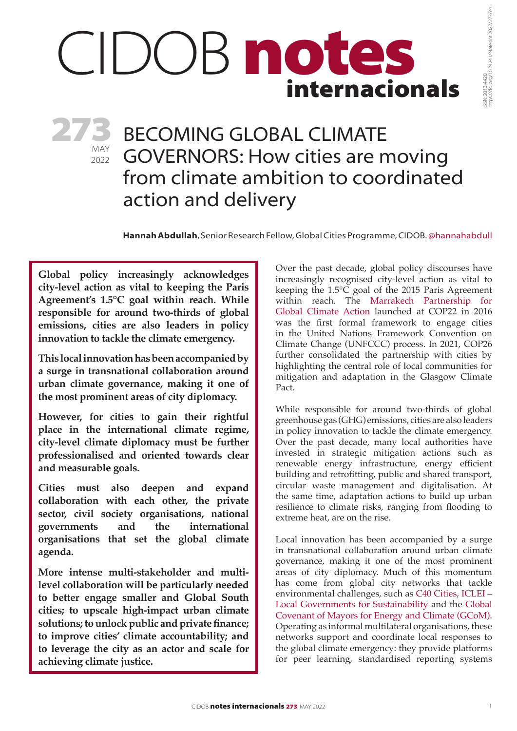# CIDOB notes internacionals

ISSN: 2013-4428
https://doi.org/10.24241/NotesInt.2022/273/en

**273** MAY 2022

# BECOMING GLOBAL CLIMATE GOVERNORS: How cities are moving from climate ambition to coordinated action and delivery

**Hannah Abdullah**, Senior Research Fellow, Global Cities Programme, CIDOB. @hannahabdull

**Global policy increasingly acknowledges city-level action as vital to keeping the Paris Agreement's 1.5°C goal within reach. While responsible for around two-thirds of global emissions, cities are also leaders in policy innovation to tackle the climate emergency.**

**This local innovation has been accompanied by a surge in transnational collaboration around urban climate governance, making it one of the most prominent areas of city diplomacy.**

**However, for cities to gain their rightful place in the international climate regime, city-level climate diplomacy must be further professionalised and oriented towards clear and measurable goals.**

**Cities must also deepen and expand collaboration with each other, the private sector, civil society organisations, national governments and the international organisations that set the global climate agenda.**

**More intense multi-stakeholder and multi-level collaboration will be particularly needed to better engage smaller and Global South cities; to upscale high-impact urban climate solutions; to unlock public and private finance; to improve cities' climate accountability; and to leverage the city as an actor and scale for achieving climate justice.**

Over the past decade, global policy discourses have increasingly recognised city-level action as vital to keeping the 1.5°C goal of the 2015 Paris Agreement within reach. The Marrakech Partnership for Global Climate Action launched at COP22 in 2016 was the first formal framework to engage cities in the United Nations Framework Convention on Climate Change (UNFCCC) process. In 2021, COP26 further consolidated the partnership with cities by highlighting the central role of local communities for mitigation and adaptation in the Glasgow Climate Pact.

While responsible for around two-thirds of global greenhouse gas (GHG) emissions, cities are also leaders in policy innovation to tackle the climate emergency. Over the past decade, many local authorities have invested in strategic mitigation actions such as renewable energy infrastructure, energy efficient building and retrofitting, public and shared transport, circular waste management and digitalisation. At the same time, adaptation actions to build up urban resilience to climate risks, ranging from flooding to extreme heat, are on the rise.

Local innovation has been accompanied by a surge in transnational collaboration around urban climate governance, making it one of the most prominent areas of city diplomacy. Much of this momentum has come from global city networks that tackle environmental challenges, such as C40 Cities, ICLEI – Local Governments for Sustainability and the Global Covenant of Mayors for Energy and Climate (GCoM). Operating as informal multilateral organisations, these networks support and coordinate local responses to the global climate emergency: they provide platforms for peer learning, standardised reporting systems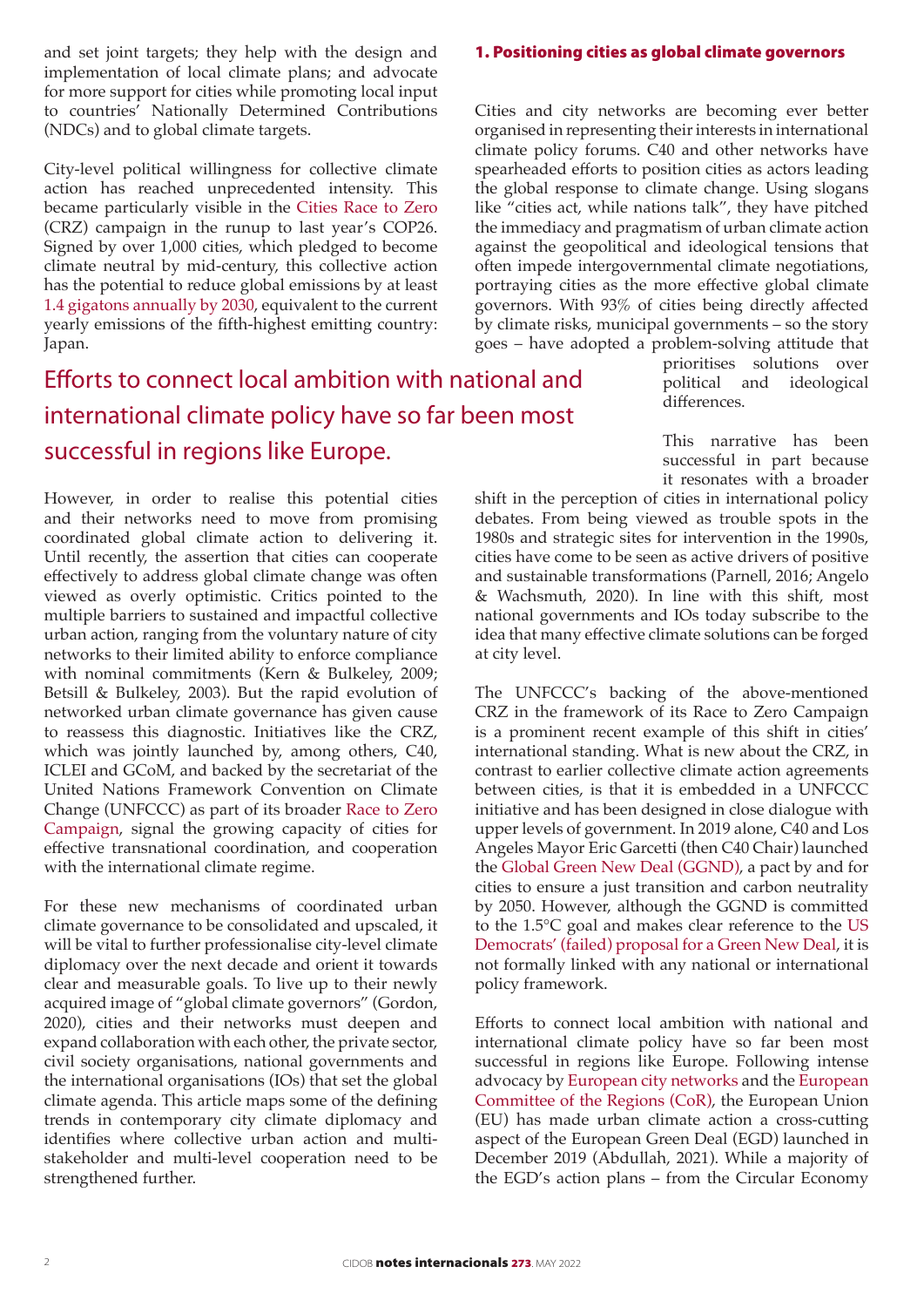and set joint targets; they help with the design and implementation of local climate plans; and advocate for more support for cities while promoting local input to countries' Nationally Determined Contributions (NDCs) and to global climate targets.

City-level political willingness for collective climate action has reached unprecedented intensity. This became particularly visible in the Cities Race to Zero (CRZ) campaign in the runup to last year's COP26. Signed by over 1,000 cities, which pledged to become climate neutral by mid-century, this collective action has the potential to reduce global emissions by at least 1.4 gigatons annually by 2030, equivalent to the current yearly emissions of the fifth-highest emitting country: Japan.

> Efforts to connect local ambition with national and international climate policy have so far been most successful in regions like Europe.

However, in order to realise this potential cities and their networks need to move from promising coordinated global climate action to delivering it. Until recently, the assertion that cities can cooperate effectively to address global climate change was often viewed as overly optimistic. Critics pointed to the multiple barriers to sustained and impactful collective urban action, ranging from the voluntary nature of city networks to their limited ability to enforce compliance with nominal commitments (Kern & Bulkeley, 2009; Betsill & Bulkeley, 2003). But the rapid evolution of networked urban climate governance has given cause to reassess this diagnostic. Initiatives like the CRZ, which was jointly launched by, among others, C40, ICLEI and GCoM, and backed by the secretariat of the United Nations Framework Convention on Climate Change (UNFCCC) as part of its broader Race to Zero Campaign, signal the growing capacity of cities for effective transnational coordination, and cooperation with the international climate regime.

For these new mechanisms of coordinated urban climate governance to be consolidated and upscaled, it will be vital to further professionalise city-level climate diplomacy over the next decade and orient it towards clear and measurable goals. To live up to their newly acquired image of "global climate governors" (Gordon, 2020), cities and their networks must deepen and expand collaboration with each other, the private sector, civil society organisations, national governments and the international organisations (IOs) that set the global climate agenda. This article maps some of the defining trends in contemporary city climate diplomacy and identifies where collective urban action and multi-stakeholder and multi-level cooperation need to be strengthened further.

## 1. Positioning cities as global climate governors

Cities and city networks are becoming ever better organised in representing their interests in international climate policy forums. C40 and other networks have spearheaded efforts to position cities as actors leading the global response to climate change. Using slogans like "cities act, while nations talk", they have pitched the immediacy and pragmatism of urban climate action against the geopolitical and ideological tensions that often impede intergovernmental climate negotiations, portraying cities as the more effective global climate governors. With 93% of cities being directly affected by climate risks, municipal governments – so the story goes – have adopted a problem-solving attitude that prioritises solutions over political and ideological differences.

This narrative has been successful in part because it resonates with a broader shift in the perception of cities in international policy debates. From being viewed as trouble spots in the 1980s and strategic sites for intervention in the 1990s, cities have come to be seen as active drivers of positive and sustainable transformations (Parnell, 2016; Angelo & Wachsmuth, 2020). In line with this shift, most national governments and IOs today subscribe to the idea that many effective climate solutions can be forged at city level.

The UNFCCC's backing of the above-mentioned CRZ in the framework of its Race to Zero Campaign is a prominent recent example of this shift in cities' international standing. What is new about the CRZ, in contrast to earlier collective climate action agreements between cities, is that it is embedded in a UNFCCC initiative and has been designed in close dialogue with upper levels of government. In 2019 alone, C40 and Los Angeles Mayor Eric Garcetti (then C40 Chair) launched the Global Green New Deal (GGND), a pact by and for cities to ensure a just transition and carbon neutrality by 2050. However, although the GGND is committed to the 1.5°C goal and makes clear reference to the US Democrats' (failed) proposal for a Green New Deal, it is not formally linked with any national or international policy framework.

Efforts to connect local ambition with national and international climate policy have so far been most successful in regions like Europe. Following intense advocacy by European city networks and the European Committee of the Regions (CoR), the European Union (EU) has made urban climate action a cross-cutting aspect of the European Green Deal (EGD) launched in December 2019 (Abdullah, 2021). While a majority of the EGD's action plans – from the Circular Economy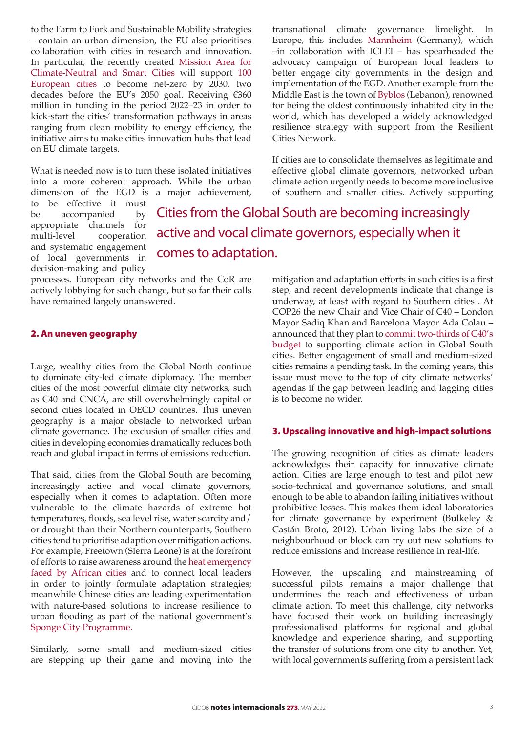to the Farm to Fork and Sustainable Mobility strategies – contain an urban dimension, the EU also prioritises collaboration with cities in research and innovation. In particular, the recently created Mission Area for Climate-Neutral and Smart Cities will support 100 European cities to become net-zero by 2030, two decades before the EU's 2050 goal. Receiving €360 million in funding in the period 2022–23 in order to kick-start the cities' transformation pathways in areas ranging from clean mobility to energy efficiency, the initiative aims to make cities innovation hubs that lead on EU climate targets.

What is needed now is to turn these isolated initiatives into a more coherent approach. While the urban dimension of the EGD is a major achievement, to be effective it must be accompanied by appropriate channels for multi-level cooperation and systematic engagement of local governments in decision-making and policy processes. European city networks and the CoR are actively lobbying for such change, but so far their calls have remained largely unanswered.

> Cities from the Global South are becoming increasingly active and vocal climate governors, especially when it comes to adaptation.

## 2. An uneven geography

Large, wealthy cities from the Global North continue to dominate city-led climate diplomacy. The member cities of the most powerful climate city networks, such as C40 and CNCA, are still overwhelmingly capital or second cities located in OECD countries. This uneven geography is a major obstacle to networked urban climate governance. The exclusion of smaller cities and cities in developing economies dramatically reduces both reach and global impact in terms of emissions reduction.

That said, cities from the Global South are becoming increasingly active and vocal climate governors, especially when it comes to adaptation. Often more vulnerable to the climate hazards of extreme hot temperatures, floods, sea level rise, water scarcity and/or drought than their Northern counterparts, Southern cities tend to prioritise adaption over mitigation actions. For example, Freetown (Sierra Leone) is at the forefront of efforts to raise awareness around the heat emergency faced by African cities and to connect local leaders in order to jointly formulate adaptation strategies; meanwhile Chinese cities are leading experimentation with nature-based solutions to increase resilience to urban flooding as part of the national government's Sponge City Programme.

Similarly, some small and medium-sized cities are stepping up their game and moving into the transnational climate governance limelight. In Europe, this includes Mannheim (Germany), which –in collaboration with ICLEI – has spearheaded the advocacy campaign of European local leaders to better engage city governments in the design and implementation of the EGD. Another example from the Middle East is the town of Byblos (Lebanon), renowned for being the oldest continuously inhabited city in the world, which has developed a widely acknowledged resilience strategy with support from the Resilient Cities Network.

If cities are to consolidate themselves as legitimate and effective global climate governors, networked urban climate action urgently needs to become more inclusive of southern and smaller cities. Actively supporting mitigation and adaptation efforts in such cities is a first step, and recent developments indicate that change is underway, at least with regard to Southern cities . At COP26 the new Chair and Vice Chair of C40 – London Mayor Sadiq Khan and Barcelona Mayor Ada Colau – announced that they plan to commit two-thirds of C40's budget to supporting climate action in Global South cities. Better engagement of small and medium-sized cities remains a pending task. In the coming years, this issue must move to the top of city climate networks' agendas if the gap between leading and lagging cities is to become no wider.

## 3. Upscaling innovative and high-impact solutions

The growing recognition of cities as climate leaders acknowledges their capacity for innovative climate action. Cities are large enough to test and pilot new socio-technical and governance solutions, and small enough to be able to abandon failing initiatives without prohibitive losses. This makes them ideal laboratories for climate governance by experiment (Bulkeley & Castán Broto, 2012). Urban living labs the size of a neighbourhood or block can try out new solutions to reduce emissions and increase resilience in real-life.

However, the upscaling and mainstreaming of successful pilots remains a major challenge that undermines the reach and effectiveness of urban climate action. To meet this challenge, city networks have focused their work on building increasingly professionalised platforms for regional and global knowledge and experience sharing, and supporting the transfer of solutions from one city to another. Yet, with local governments suffering from a persistent lack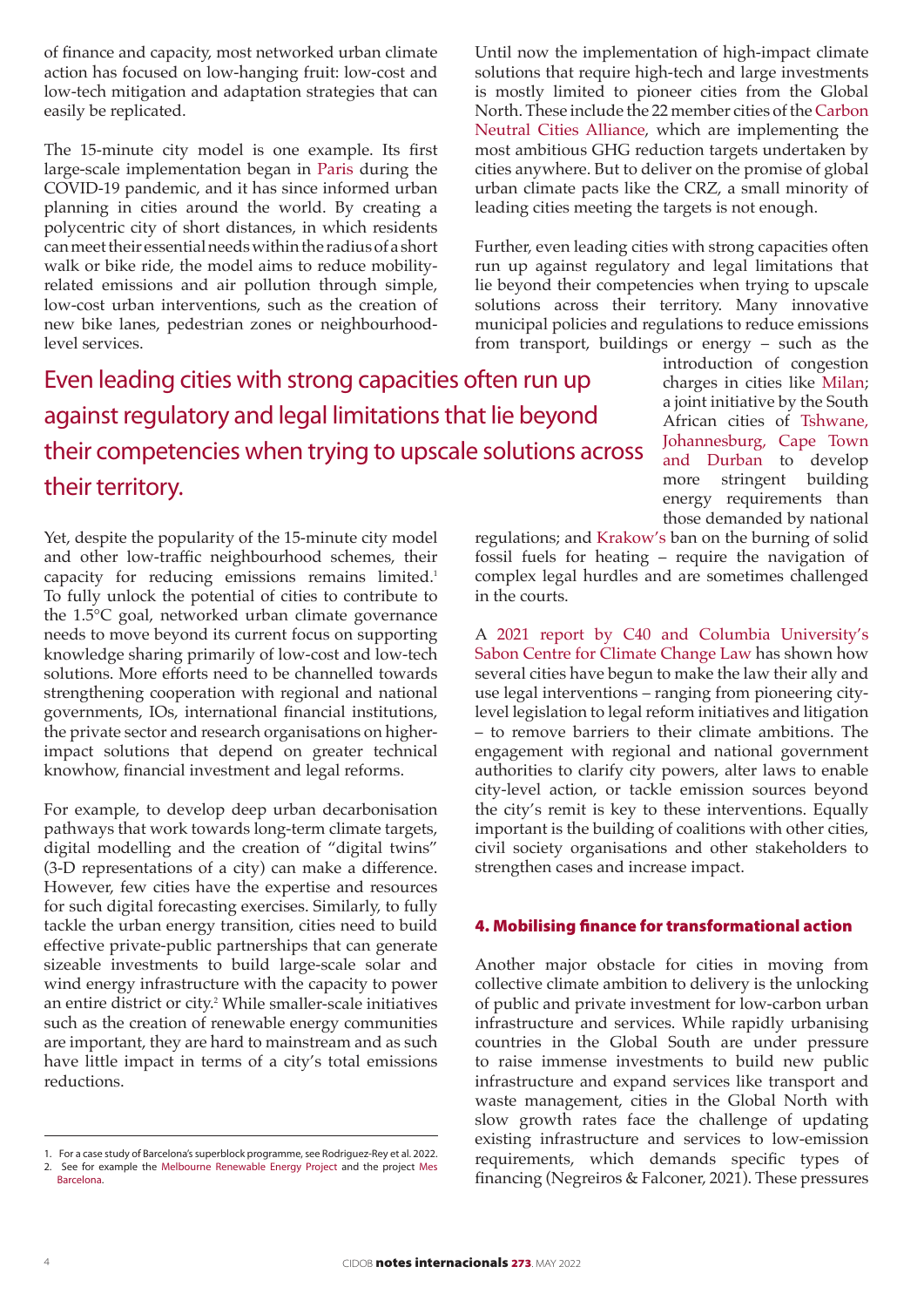of finance and capacity, most networked urban climate action has focused on low-hanging fruit: low-cost and low-tech mitigation and adaptation strategies that can easily be replicated.

The 15-minute city model is one example. Its first large-scale implementation began in Paris during the COVID-19 pandemic, and it has since informed urban planning in cities around the world. By creating a polycentric city of short distances, in which residents can meet their essential needs within the radius of a short walk or bike ride, the model aims to reduce mobility-related emissions and air pollution through simple, low-cost urban interventions, such as the creation of new bike lanes, pedestrian zones or neighbourhood-level services.

Yet, despite the popularity of the 15-minute city model and other low-traffic neighbourhood schemes, their capacity for reducing emissions remains limited.[1] To fully unlock the potential of cities to contribute to the 1.5°C goal, networked urban climate governance needs to move beyond its current focus on supporting knowledge sharing primarily of low-cost and low-tech solutions. More efforts need to be channelled towards strengthening cooperation with regional and national governments, IOs, international financial institutions, the private sector and research organisations on higher-impact solutions that depend on greater technical knowhow, financial investment and legal reforms.

For example, to develop deep urban decarbonisation pathways that work towards long-term climate targets, digital modelling and the creation of "digital twins" (3-D representations of a city) can make a difference. However, few cities have the expertise and resources for such digital forecasting exercises. Similarly, to fully tackle the urban energy transition, cities need to build effective private-public partnerships that can generate sizeable investments to build large-scale solar and wind energy infrastructure with the capacity to power an entire district or city.[2] While smaller-scale initiatives such as the creation of renewable energy communities are important, they are hard to mainstream and as such have little impact in terms of a city's total emissions reductions.

Until now the implementation of high-impact climate solutions that require high-tech and large investments is mostly limited to pioneer cities from the Global North. These include the 22 member cities of the Carbon Neutral Cities Alliance, which are implementing the most ambitious GHG reduction targets undertaken by cities anywhere. But to deliver on the promise of global urban climate pacts like the CRZ, a small minority of leading cities meeting the targets is not enough.

Further, even leading cities with strong capacities often run up against regulatory and legal limitations that lie beyond their competencies when trying to upscale solutions across their territory. Many innovative municipal policies and regulations to reduce emissions from transport, buildings or energy – such as the introduction of congestion charges in cities like Milan; a joint initiative by the South African cities of Tshwane, Johannesburg, Cape Town and Durban to develop more stringent building energy requirements than those demanded by national regulations; and Krakow's ban on the burning of solid fossil fuels for heating – require the navigation of complex legal hurdles and are sometimes challenged in the courts.

> Even leading cities with strong capacities often run up against regulatory and legal limitations that lie beyond their competencies when trying to upscale solutions across their territory.

A 2021 report by C40 and Columbia University's Sabon Centre for Climate Change Law has shown how several cities have begun to make the law their ally and use legal interventions – ranging from pioneering city-level legislation to legal reform initiatives and litigation – to remove barriers to their climate ambitions. The engagement with regional and national government authorities to clarify city powers, alter laws to enable city-level action, or tackle emission sources beyond the city's remit is key to these interventions. Equally important is the building of coalitions with other cities, civil society organisations and other stakeholders to strengthen cases and increase impact.

#### 4. Mobilising finance for transformational action

Another major obstacle for cities in moving from collective climate ambition to delivery is the unlocking of public and private investment for low-carbon urban infrastructure and services. While rapidly urbanising countries in the Global South are under pressure to raise immense investments to build new public infrastructure and expand services like transport and waste management, cities in the Global North with slow growth rates face the challenge of updating existing infrastructure and services to low-emission requirements, which demands specific types of financing (Negreiros & Falconer, 2021). These pressures

1. For a case study of Barcelona's superblock programme, see Rodriguez-Rey et al. 2022.
2. See for example the Melbourne Renewable Energy Project and the project Mes Barcelona.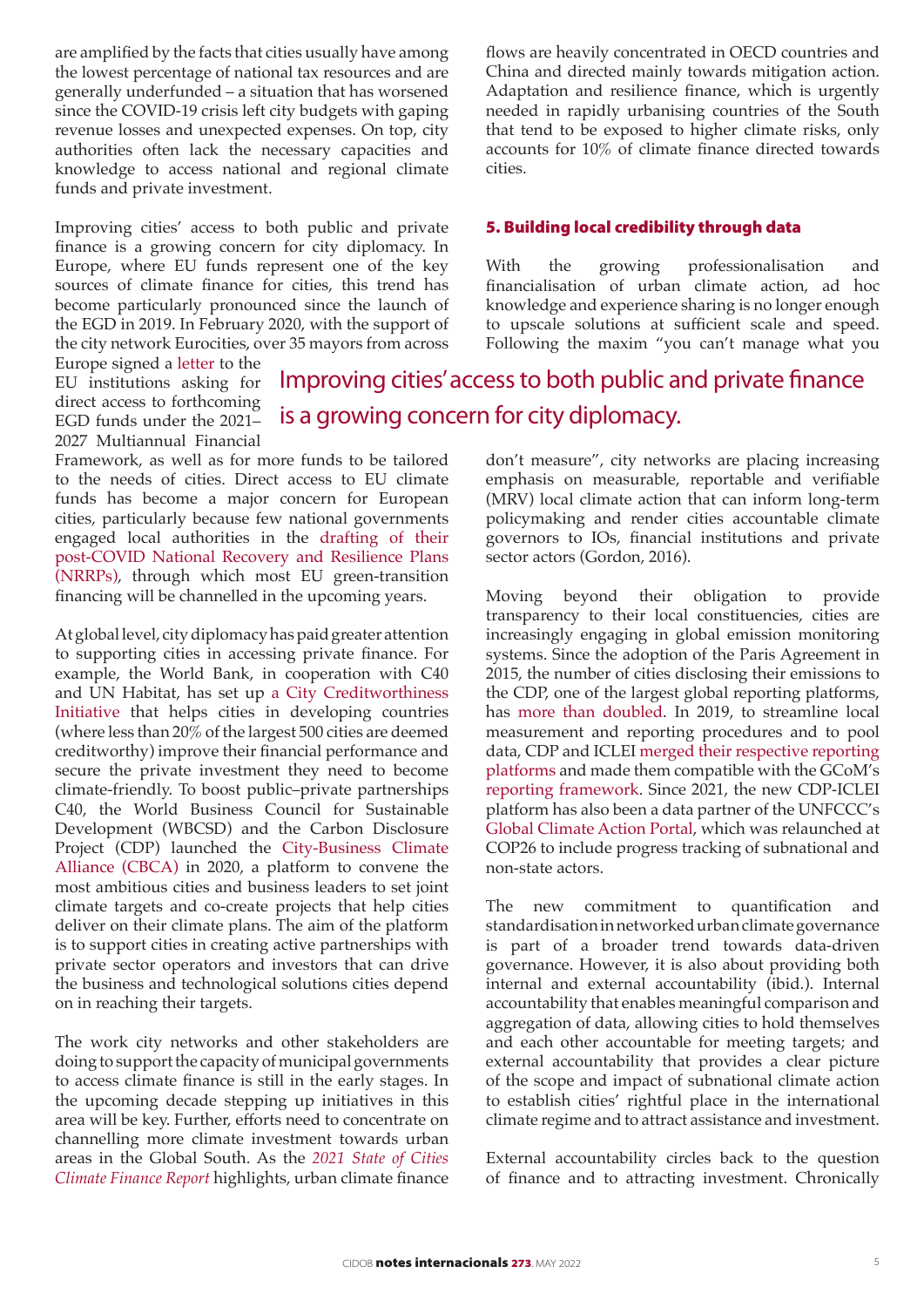are amplified by the facts that cities usually have among the lowest percentage of national tax resources and are generally underfunded – a situation that has worsened since the COVID-19 crisis left city budgets with gaping revenue losses and unexpected expenses. On top, city authorities often lack the necessary capacities and knowledge to access national and regional climate funds and private investment.

Improving cities' access to both public and private finance is a growing concern for city diplomacy. In Europe, where EU funds represent one of the key sources of climate finance for cities, this trend has become particularly pronounced since the launch of the EGD in 2019. In February 2020, with the support of the city network Eurocities, over 35 mayors from across Europe signed a letter to the EU institutions asking for direct access to forthcoming EGD funds under the 2021–2027 Multiannual Financial Framework, as well as for more funds to be tailored to the needs of cities. Direct access to EU climate funds has become a major concern for European cities, particularly because few national governments engaged local authorities in the drafting of their post-COVID National Recovery and Resilience Plans (NRRPs), through which most EU green-transition financing will be channelled in the upcoming years.

At global level, city diplomacy has paid greater attention to supporting cities in accessing private finance. For example, the World Bank, in cooperation with C40 and UN Habitat, has set up a City Creditworthiness Initiative that helps cities in developing countries (where less than 20% of the largest 500 cities are deemed creditworthy) improve their financial performance and secure the private investment they need to become climate-friendly. To boost public–private partnerships C40, the World Business Council for Sustainable Development (WBCSD) and the Carbon Disclosure Project (CDP) launched the City-Business Climate Alliance (CBCA) in 2020, a platform to convene the most ambitious cities and business leaders to set joint climate targets and co-create projects that help cities deliver on their climate plans. The aim of the platform is to support cities in creating active partnerships with private sector operators and investors that can drive the business and technological solutions cities depend on in reaching their targets.

The work city networks and other stakeholders are doing to support the capacity of municipal governments to access climate finance is still in the early stages. In the upcoming decade stepping up initiatives in this area will be key. Further, efforts need to concentrate on channelling more climate investment towards urban areas in the Global South. As the *2021 State of Cities Climate Finance Report* highlights, urban climate finance flows are heavily concentrated in OECD countries and China and directed mainly towards mitigation action. Adaptation and resilience finance, which is urgently needed in rapidly urbanising countries of the South that tend to be exposed to higher climate risks, only accounts for 10% of climate finance directed towards cities.

> Improving cities' access to both public and private finance is a growing concern for city diplomacy.

## 5. Building local credibility through data

With the growing professionalisation and financialisation of urban climate action, ad hoc knowledge and experience sharing is no longer enough to upscale solutions at sufficient scale and speed. Following the maxim "you can't manage what you don't measure", city networks are placing increasing emphasis on measurable, reportable and verifiable (MRV) local climate action that can inform long-term policymaking and render cities accountable climate governors to IOs, financial institutions and private sector actors (Gordon, 2016).

Moving beyond their obligation to provide transparency to their local constituencies, cities are increasingly engaging in global emission monitoring systems. Since the adoption of the Paris Agreement in 2015, the number of cities disclosing their emissions to the CDP, one of the largest global reporting platforms, has more than doubled. In 2019, to streamline local measurement and reporting procedures and to pool data, CDP and ICLEI merged their respective reporting platforms and made them compatible with the GCoM's reporting framework. Since 2021, the new CDP-ICLEI platform has also been a data partner of the UNFCCC's Global Climate Action Portal, which was relaunched at COP26 to include progress tracking of subnational and non-state actors.

The new commitment to quantification and standardisation in networked urban climate governance is part of a broader trend towards data-driven governance. However, it is also about providing both internal and external accountability (ibid.). Internal accountability that enables meaningful comparison and aggregation of data, allowing cities to hold themselves and each other accountable for meeting targets; and external accountability that provides a clear picture of the scope and impact of subnational climate action to establish cities' rightful place in the international climate regime and to attract assistance and investment.

External accountability circles back to the question of finance and to attracting investment. Chronically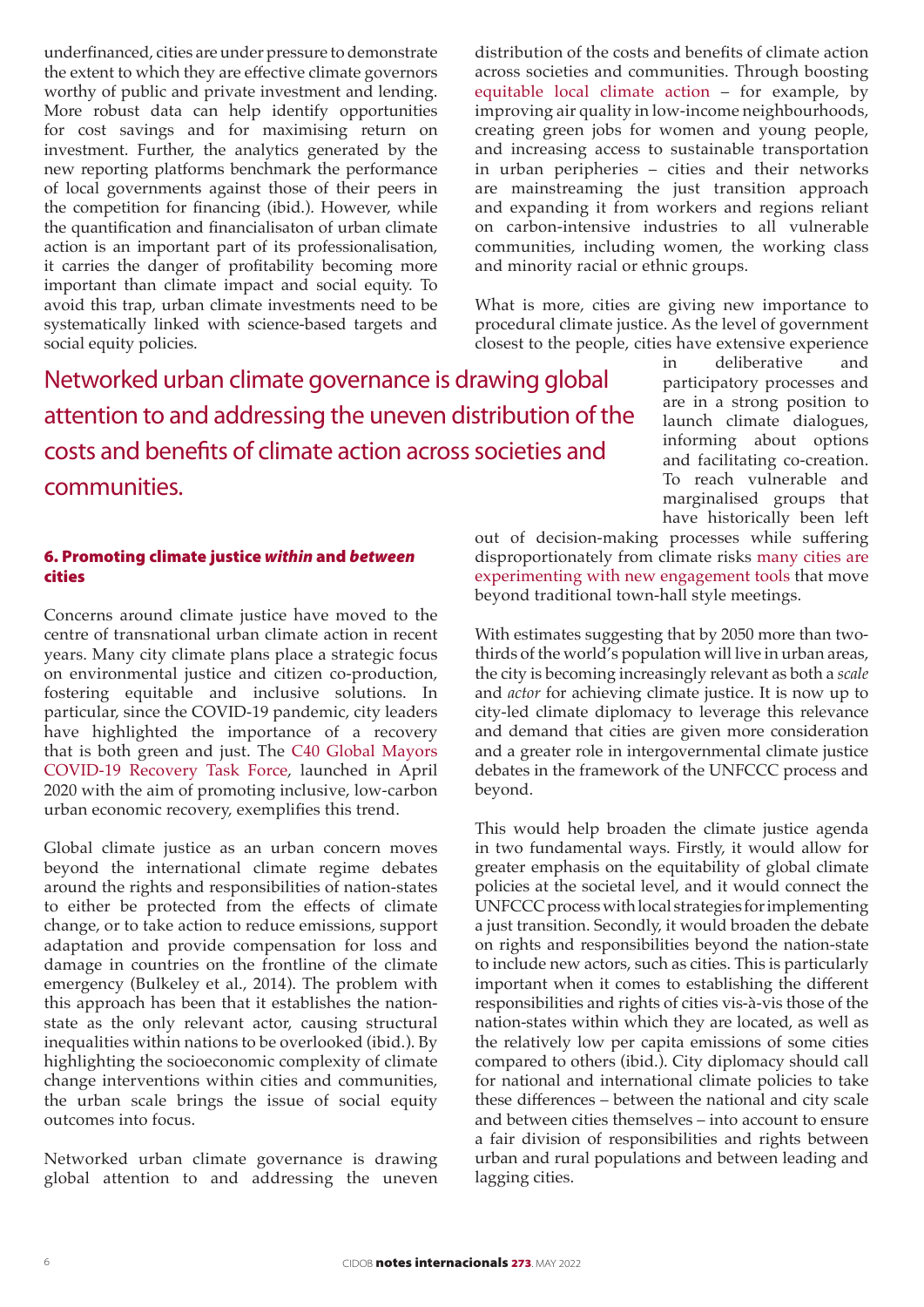underfinanced, cities are under pressure to demonstrate the extent to which they are effective climate governors worthy of public and private investment and lending. More robust data can help identify opportunities for cost savings and for maximising return on investment. Further, the analytics generated by the new reporting platforms benchmark the performance of local governments against those of their peers in the competition for financing (ibid.). However, while the quantification and financialisaton of urban climate action is an important part of its professionalisation, it carries the danger of profitability becoming more important than climate impact and social equity. To avoid this trap, urban climate investments need to be systematically linked with science-based targets and social equity policies.

### 6. Promoting climate justice *within* and *between* cities

Concerns around climate justice have moved to the centre of transnational urban climate action in recent years. Many city climate plans place a strategic focus on environmental justice and citizen co-production, fostering equitable and inclusive solutions. In particular, since the COVID-19 pandemic, city leaders have highlighted the importance of a recovery that is both green and just. The C40 Global Mayors COVID-19 Recovery Task Force, launched in April 2020 with the aim of promoting inclusive, low-carbon urban economic recovery, exemplifies this trend.

Global climate justice as an urban concern moves beyond the international climate regime debates around the rights and responsibilities of nation-states to either be protected from the effects of climate change, or to take action to reduce emissions, support adaptation and provide compensation for loss and damage in countries on the frontline of the climate emergency (Bulkeley et al., 2014). The problem with this approach has been that it establishes the nation-state as the only relevant actor, causing structural inequalities within nations to be overlooked (ibid.). By highlighting the socioeconomic complexity of climate change interventions within cities and communities, the urban scale brings the issue of social equity outcomes into focus.

Networked urban climate governance is drawing global attention to and addressing the uneven distribution of the costs and benefits of climate action across societies and communities. Through boosting equitable local climate action – for example, by improving air quality in low-income neighbourhoods, creating green jobs for women and young people, and increasing access to sustainable transportation in urban peripheries – cities and their networks are mainstreaming the just transition approach and expanding it from workers and regions reliant on carbon-intensive industries to all vulnerable communities, including women, the working class and minority racial or ethnic groups.

What is more, cities are giving new importance to procedural climate justice. As the level of government closest to the people, cities have extensive experience in deliberative and participatory processes and are in a strong position to launch climate dialogues, informing about options and facilitating co-creation. To reach vulnerable and marginalised groups that have historically been left out of decision-making processes while suffering disproportionately from climate risks many cities are experimenting with new engagement tools that move beyond traditional town-hall style meetings.

> Networked urban climate governance is drawing global attention to and addressing the uneven distribution of the costs and benefits of climate action across societies and communities.

With estimates suggesting that by 2050 more than two-thirds of the world's population will live in urban areas, the city is becoming increasingly relevant as both a *scale* and *actor* for achieving climate justice. It is now up to city-led climate diplomacy to leverage this relevance and demand that cities are given more consideration and a greater role in intergovernmental climate justice debates in the framework of the UNFCCC process and beyond.

This would help broaden the climate justice agenda in two fundamental ways. Firstly, it would allow for greater emphasis on the equitability of global climate policies at the societal level, and it would connect the UNFCCC process with local strategies for implementing a just transition. Secondly, it would broaden the debate on rights and responsibilities beyond the nation-state to include new actors, such as cities. This is particularly important when it comes to establishing the different responsibilities and rights of cities vis-à-vis those of the nation-states within which they are located, as well as the relatively low per capita emissions of some cities compared to others (ibid.). City diplomacy should call for national and international climate policies to take these differences – between the national and city scale and between cities themselves – into account to ensure a fair division of responsibilities and rights between urban and rural populations and between leading and lagging cities.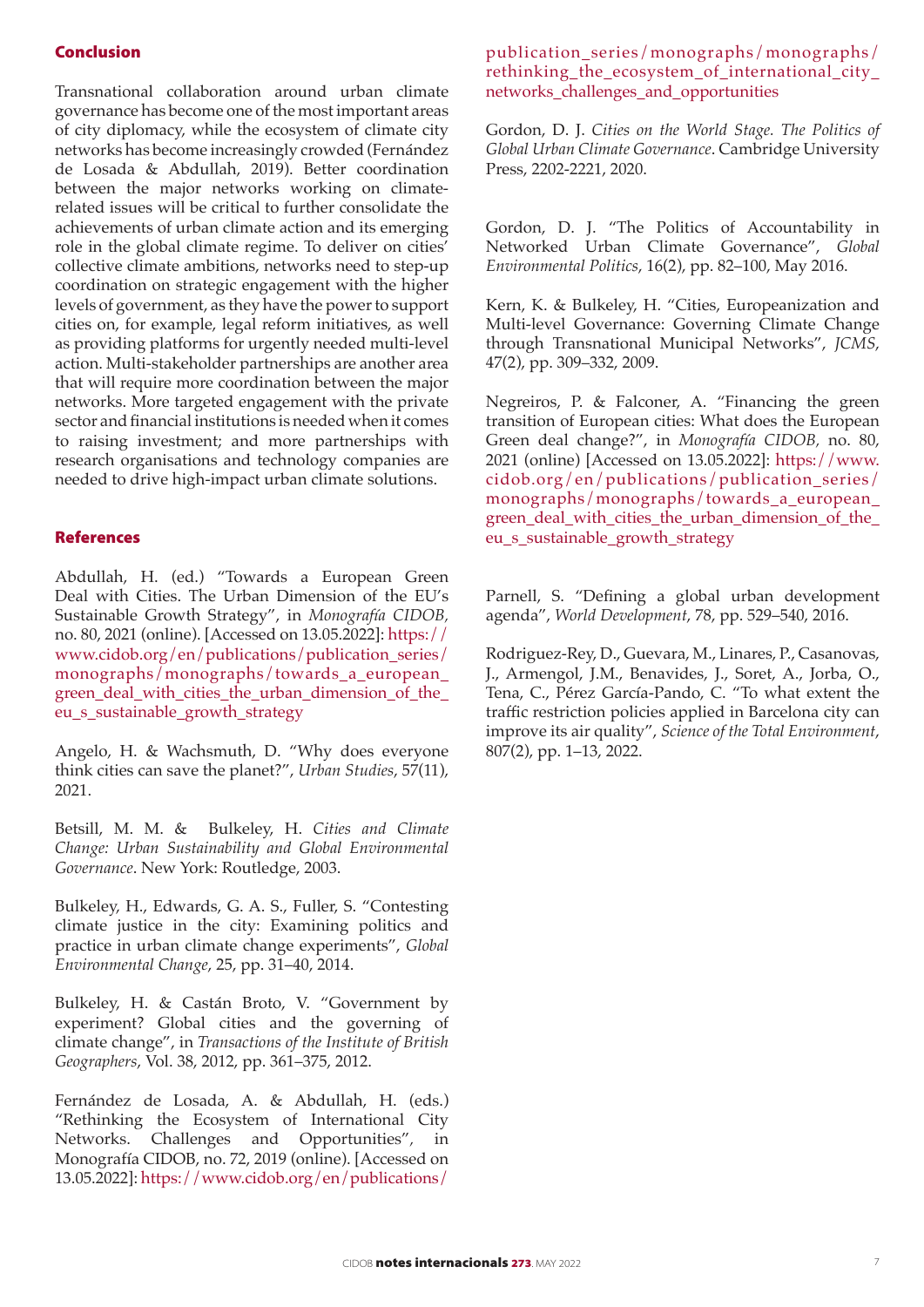## Conclusion

Transnational collaboration around urban climate governance has become one of the most important areas of city diplomacy, while the ecosystem of climate city networks has become increasingly crowded (Fernández de Losada & Abdullah, 2019). Better coordination between the major networks working on climate-related issues will be critical to further consolidate the achievements of urban climate action and its emerging role in the global climate regime. To deliver on cities' collective climate ambitions, networks need to step-up coordination on strategic engagement with the higher levels of government, as they have the power to support cities on, for example, legal reform initiatives, as well as providing platforms for urgently needed multi-level action. Multi-stakeholder partnerships are another area that will require more coordination between the major networks. More targeted engagement with the private sector and financial institutions is needed when it comes to raising investment; and more partnerships with research organisations and technology companies are needed to drive high-impact urban climate solutions.

## References

Abdullah, H. (ed.) "Towards a European Green Deal with Cities. The Urban Dimension of the EU's Sustainable Growth Strategy", in *Monografía CIDOB,* no. 80, 2021 (online). [Accessed on 13.05.2022]: https://www.cidob.org/en/publications/publication_series/monographs/monographs/towards_a_european_green_deal_with_cities_the_urban_dimension_of_the_eu_s_sustainable_growth_strategy

Angelo, H. & Wachsmuth, D. "Why does everyone think cities can save the planet?", *Urban Studies*, 57(11), 2021.

Betsill, M. M. & Bulkeley, H. *Cities and Climate Change: Urban Sustainability and Global Environmental Governance*. New York: Routledge, 2003.

Bulkeley, H., Edwards, G. A. S., Fuller, S. "Contesting climate justice in the city: Examining politics and practice in urban climate change experiments", *Global Environmental Change*, 25, pp. 31–40, 2014.

Bulkeley, H. & Castán Broto, V. "Government by experiment? Global cities and the governing of climate change", in *Transactions of the Institute of British Geographers*, Vol. 38, 2012, pp. 361–375, 2012.

Fernández de Losada, A. & Abdullah, H. (eds.) "Rethinking the Ecosystem of International City Networks. Challenges and Opportunities", in Monografía CIDOB, no. 72, 2019 (online). [Accessed on 13.05.2022]: https://www.cidob.org/en/publications/publication_series/monographs/monographs/rethinking_the_ecosystem_of_international_city_networks_challenges_and_opportunities

Gordon, D. J. *Cities on the World Stage. The Politics of Global Urban Climate Governance*. Cambridge University Press, 2202-2221, 2020.

Gordon, D. J. "The Politics of Accountability in Networked Urban Climate Governance", *Global Environmental Politics*, 16(2), pp. 82–100, May 2016.

Kern, K. & Bulkeley, H. "Cities, Europeanization and Multi-level Governance: Governing Climate Change through Transnational Municipal Networks", *JCMS*, 47(2), pp. 309–332, 2009.

Negreiros, P. & Falconer, A. "Financing the green transition of European cities: What does the European Green deal change?", in *Monografía CIDOB,* no. 80, 2021 (online) [Accessed on 13.05.2022]: https://www.cidob.org/en/publications/publication_series/monographs/monographs/towards_a_european_green_deal_with_cities_the_urban_dimension_of_the_eu_s_sustainable_growth_strategy

Parnell, S. "Defining a global urban development agenda", *World Development*, 78, pp. 529–540, 2016.

Rodriguez-Rey, D., Guevara, M., Linares, P., Casanovas, J., Armengol, J.M., Benavides, J., Soret, A., Jorba, O., Tena, C., Pérez García-Pando, C. "To what extent the traffic restriction policies applied in Barcelona city can improve its air quality", *Science of the Total Environment*, 807(2), pp. 1–13, 2022.